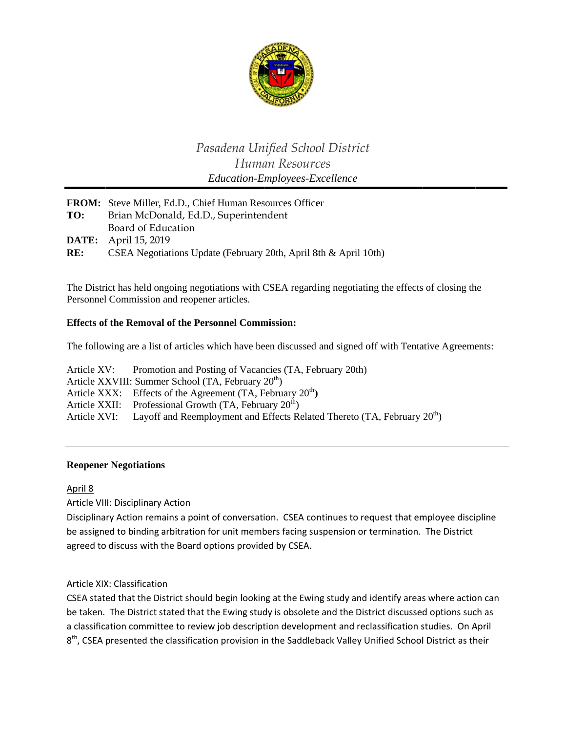*Pasadena Unified School District*
*Human Resources*
*Education-Employees-Excellence*

---

**FROM:** Steve Miller, Ed.D., Chief Human Resources Officer
**TO:** Brian McDonald, Ed.D., Superintendent
Board of Education
**DATE:** April 15, 2019
**RE:** CSEA Negotiations Update (February 20th, April 8th & April 10th)

The District has held ongoing negotiations with CSEA regarding negotiating the effects of closing the Personnel Commission and reopener articles.

**Effects of the Removal of the Personnel Commission:**

The following are a list of articles which have been discussed and signed off with Tentative Agreements:

Article XV: Promotion and Posting of Vacancies (TA, February 20th)
Article XXVIII: Summer School (TA, February 20th)
Article XXX: Effects of the Agreement (TA, February 20th)
Article XXII: Professional Growth (TA, February 20th)
Article XVI: Layoff and Reemployment and Effects Related Thereto (TA, February 20th)

---

**Reopener Negotiations**

April 8

Article VIII: Disciplinary Action

Disciplinary Action remains a point of conversation. CSEA continues to request that employee discipline be assigned to binding arbitration for unit members facing suspension or termination. The District agreed to discuss with the Board options provided by CSEA.

Article XIX: Classification

CSEA stated that the District should begin looking at the Ewing study and identify areas where action can be taken. The District stated that the Ewing study is obsolete and the District discussed options such as a classification committee to review job description development and reclassification studies. On April 8th, CSEA presented the classification provision in the Saddleback Valley Unified School District as their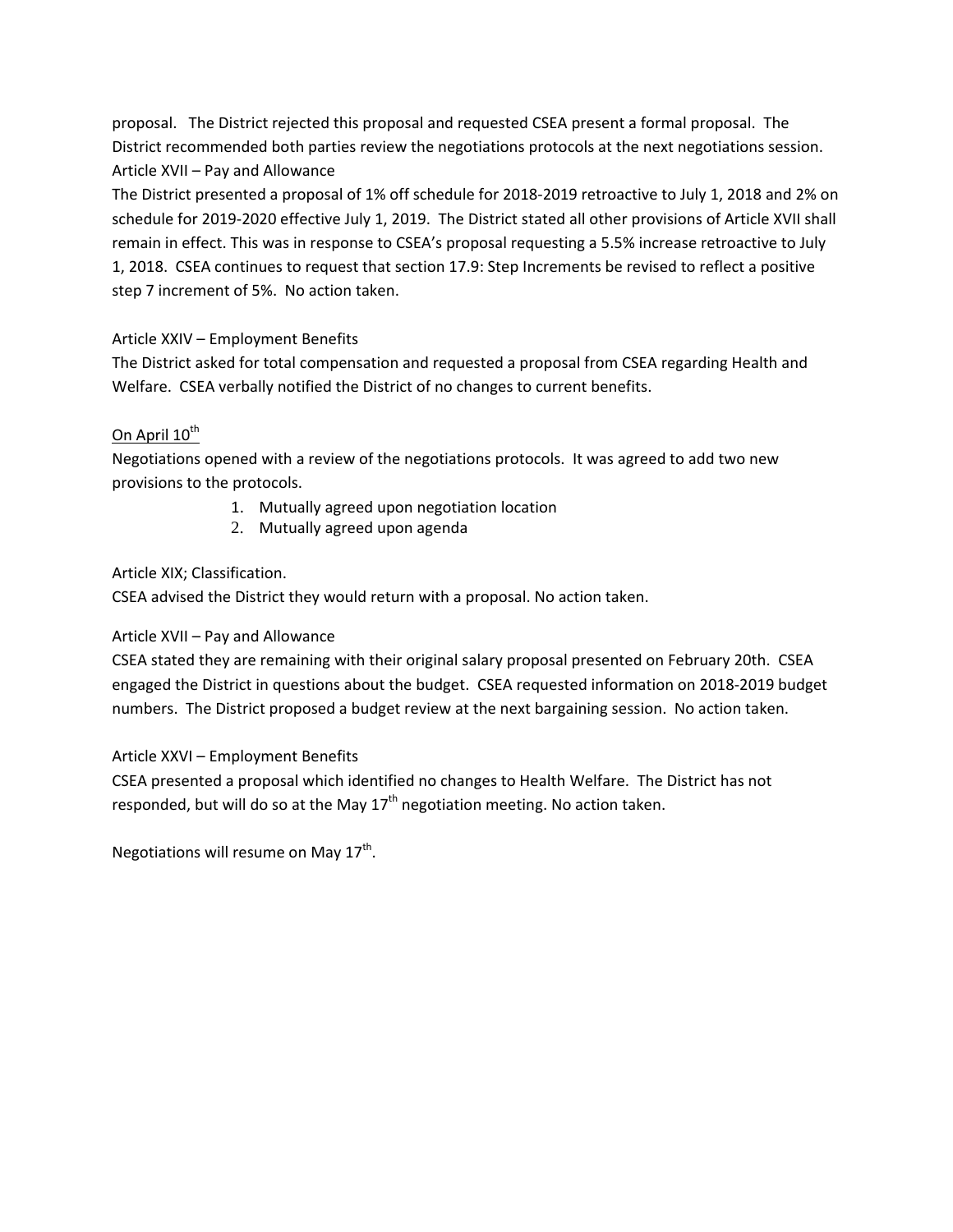proposal. The District rejected this proposal and requested CSEA present a formal proposal. The District recommended both parties review the negotiations protocols at the next negotiations session.

Article XVII – Pay and Allowance

The District presented a proposal of 1% off schedule for 2018-2019 retroactive to July 1, 2018 and 2% on schedule for 2019-2020 effective July 1, 2019. The District stated all other provisions of Article XVII shall remain in effect. This was in response to CSEA's proposal requesting a 5.5% increase retroactive to July 1, 2018. CSEA continues to request that section 17.9: Step Increments be revised to reflect a positive step 7 increment of 5%. No action taken.

Article XXIV – Employment Benefits

The District asked for total compensation and requested a proposal from CSEA regarding Health and Welfare. CSEA verbally notified the District of no changes to current benefits.

<u>On April 10th</u>

Negotiations opened with a review of the negotiations protocols. It was agreed to add two new provisions to the protocols.

1. Mutually agreed upon negotiation location
2. Mutually agreed upon agenda

Article XIX; Classification.

CSEA advised the District they would return with a proposal. No action taken.

Article XVII – Pay and Allowance

CSEA stated they are remaining with their original salary proposal presented on February 20th. CSEA engaged the District in questions about the budget. CSEA requested information on 2018-2019 budget numbers. The District proposed a budget review at the next bargaining session. No action taken.

Article XXVI – Employment Benefits

CSEA presented a proposal which identified no changes to Health Welfare. The District has not responded, but will do so at the May 17th negotiation meeting. No action taken.

Negotiations will resume on May 17th.